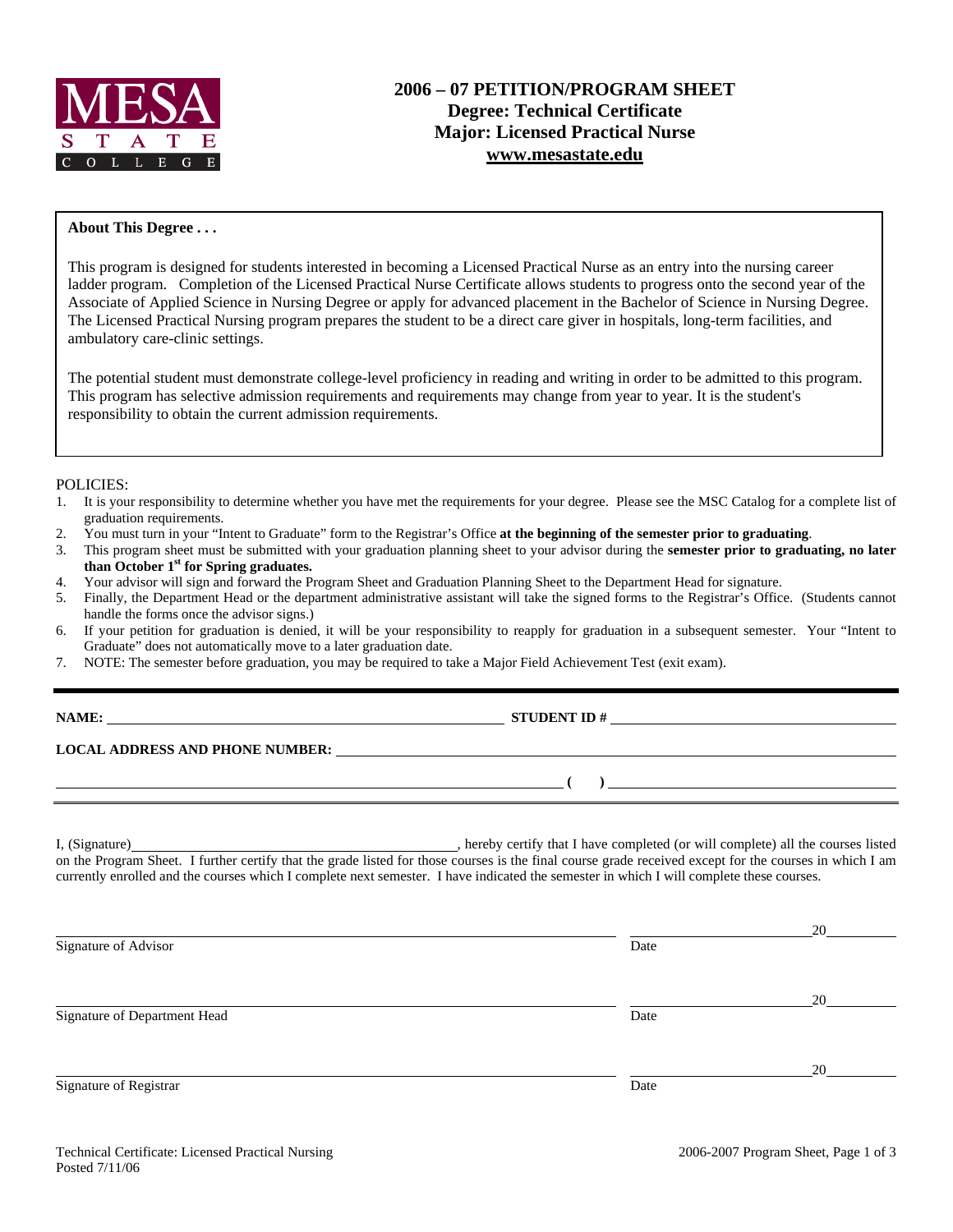MESA STATE COLLEGE

# 2006 – 07 PETITION/PROGRAM SHEET
## Degree: Technical Certificate
## Major: Licensed Practical Nurse
## www.mesastate.edu

**About This Degree . . .**

This program is designed for students interested in becoming a Licensed Practical Nurse as an entry into the nursing career ladder program. Completion of the Licensed Practical Nurse Certificate allows students to progress onto the second year of the Associate of Applied Science in Nursing Degree or apply for advanced placement in the Bachelor of Science in Nursing Degree. The Licensed Practical Nursing program prepares the student to be a direct care giver in hospitals, long-term facilities, and ambulatory care-clinic settings.

The potential student must demonstrate college-level proficiency in reading and writing in order to be admitted to this program. This program has selective admission requirements and requirements may change from year to year. It is the student's responsibility to obtain the current admission requirements.

POLICIES:

1. It is your responsibility to determine whether you have met the requirements for your degree. Please see the MSC Catalog for a complete list of graduation requirements.
2. You must turn in your "Intent to Graduate" form to the Registrar's Office **at the beginning of the semester prior to graduating**.
3. This program sheet must be submitted with your graduation planning sheet to your advisor during the **semester prior to graduating, no later than October 1st for Spring graduates.**
4. Your advisor will sign and forward the Program Sheet and Graduation Planning Sheet to the Department Head for signature.
5. Finally, the Department Head or the department administrative assistant will take the signed forms to the Registrar's Office. (Students cannot handle the forms once the advisor signs.)
6. If your petition for graduation is denied, it will be your responsibility to reapply for graduation in a subsequent semester. Your "Intent to Graduate" does not automatically move to a later graduation date.
7. NOTE: The semester before graduation, you may be required to take a Major Field Achievement Test (exit exam).

**NAME:** ______________________________ **STUDENT ID #** ______________________________

**LOCAL ADDRESS AND PHONE NUMBER:** ______________________________

______________________________ **( )** ______________________________

I, (Signature)______________________________, hereby certify that I have completed (or will complete) all the courses listed on the Program Sheet. I further certify that the grade listed for those courses is the final course grade received except for the courses in which I am currently enrolled and the courses which I complete next semester. I have indicated the semester in which I will complete these courses.

______________________________ ______________ 20______
Signature of Advisor Date

______________________________ ______________ 20______
Signature of Department Head Date

______________________________ ______________ 20______
Signature of Registrar Date

Technical Certificate: Licensed Practical Nursing
Posted 7/11/06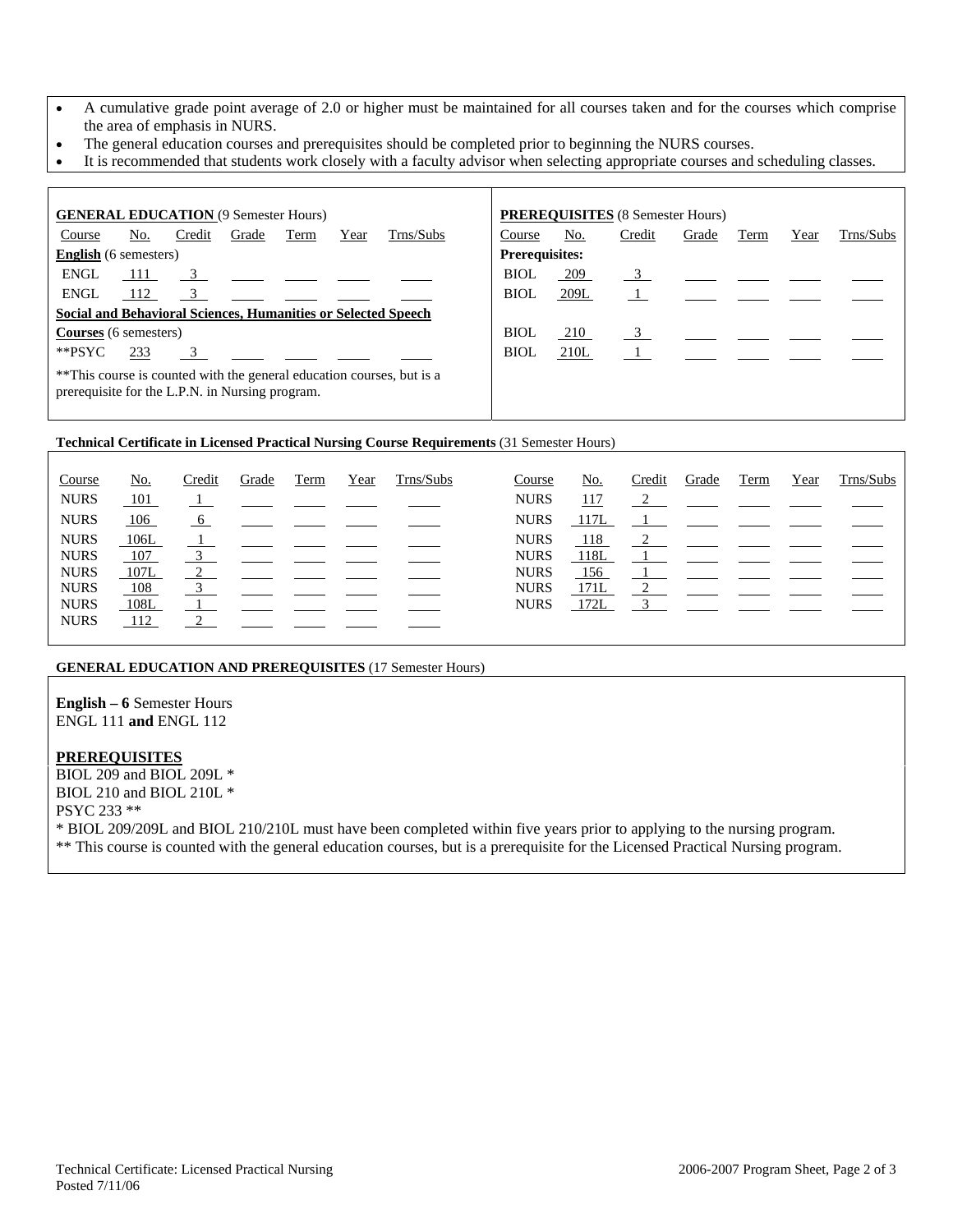- A cumulative grade point average of 2.0 or higher must be maintained for all courses taken and for the courses which comprise the area of emphasis in NURS.
- The general education courses and prerequisites should be completed prior to beginning the NURS courses.
- It is recommended that students work closely with a faculty advisor when selecting appropriate courses and scheduling classes.

**GENERAL EDUCATION** (9 Semester Hours)

| Course | No. | Credit | Grade | Term | Year | Trns/Subs |
|---|---|---|---|---|---|---|
| **English** (6 semesters) | | | | | | |
| ENGL | 111 | 3 | | | | |
| ENGL | 112 | 3 | | | | |
| **Social and Behavioral Sciences, Humanities or Selected Speech Courses** (6 semesters) | | | | | | |
| **PSYC | 233 | 3 | | | | |

**This course is counted with the general education courses, but is a prerequisite for the L.P.N. in Nursing program.

**PREREQUISITES** (8 Semester Hours)

| Course | No. | Credit | Grade | Term | Year | Trns/Subs |
|---|---|---|---|---|---|---|
| **Prerequisites:** | | | | | | |
| BIOL | 209 | 3 | | | | |
| BIOL | 209L | 1 | | | | |
| BIOL | 210 | 3 | | | | |
| BIOL | 210L | 1 | | | | |

**Technical Certificate in Licensed Practical Nursing Course Requirements** (31 Semester Hours)

| Course | No. | Credit | Grade | Term | Year | Trns/Subs | Course | No. | Credit | Grade | Term | Year | Trns/Subs |
|---|---|---|---|---|---|---|---|---|---|---|---|---|---|
| NURS | 101 | 1 | | | | | NURS | 117 | 2 | | | | |
| NURS | 106 | 6 | | | | | NURS | 117L | 1 | | | | |
| NURS | 106L | 1 | | | | | NURS | 118 | 2 | | | | |
| NURS | 107 | 3 | | | | | NURS | 118L | 1 | | | | |
| NURS | 107L | 2 | | | | | NURS | 156 | 1 | | | | |
| NURS | 108 | 3 | | | | | NURS | 171L | 2 | | | | |
| NURS | 108L | 1 | | | | | NURS | 172L | 3 | | | | |
| NURS | 112 | 2 | | | | | | | | | | | |

**GENERAL EDUCATION AND PREREQUISITES** (17 Semester Hours)

**English – 6** Semester Hours
ENGL 111 **and** ENGL 112

**PREREQUISITES**

BIOL 209 and BIOL 209L *
BIOL 210 and BIOL 210L *
PSYC 233 **

* BIOL 209/209L and BIOL 210/210L must have been completed within five years prior to applying to the nursing program.
** This course is counted with the general education courses, but is a prerequisite for the Licensed Practical Nursing program.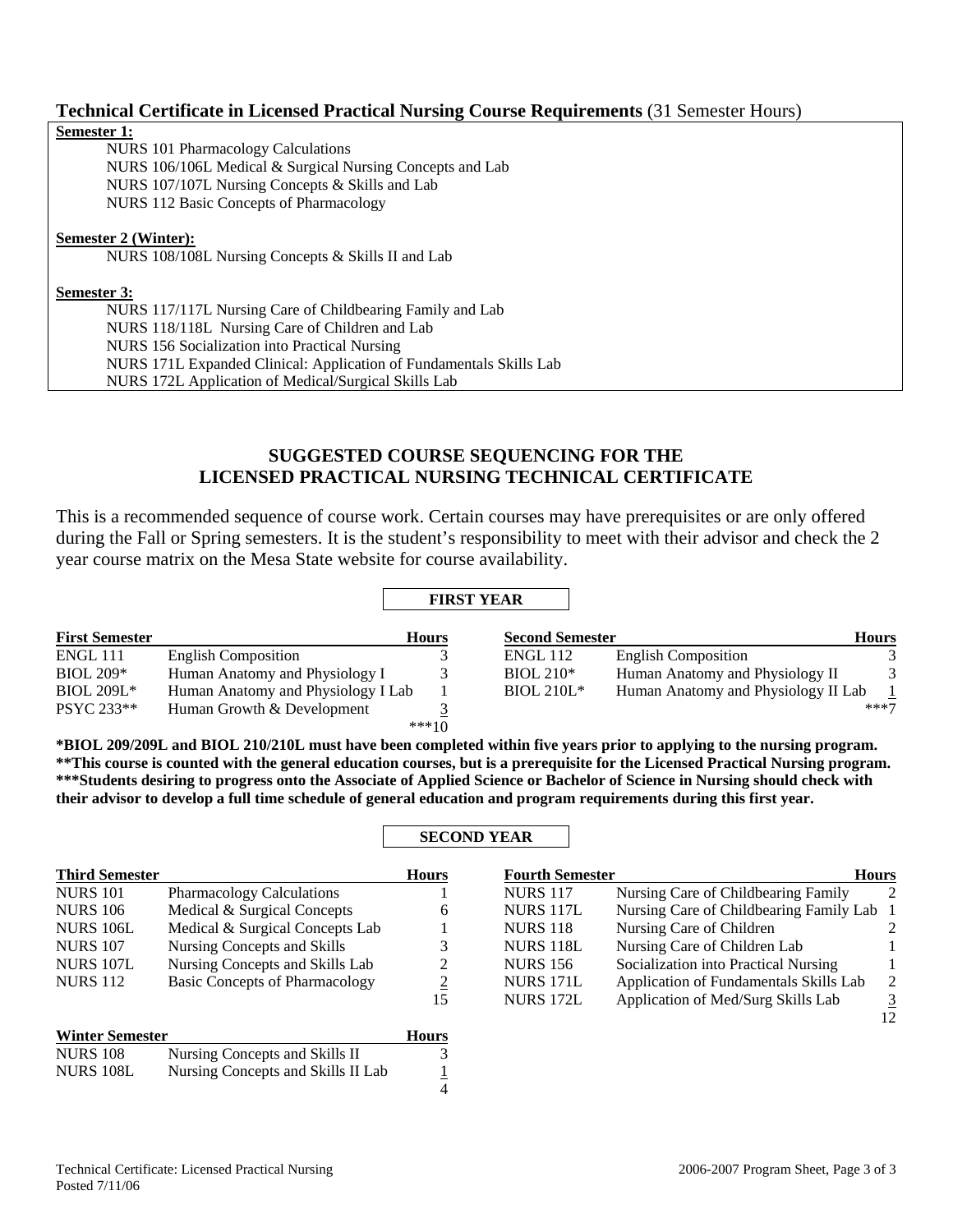## Technical Certificate in Licensed Practical Nursing Course Requirements (31 Semester Hours)

**Semester 1:**

- NURS 101 Pharmacology Calculations
- NURS 106/106L Medical & Surgical Nursing Concepts and Lab
- NURS 107/107L Nursing Concepts & Skills and Lab
- NURS 112 Basic Concepts of Pharmacology

**Semester 2 (Winter):**

- NURS 108/108L Nursing Concepts & Skills II and Lab

**Semester 3:**

- NURS 117/117L Nursing Care of Childbearing Family and Lab
- NURS 118/118L Nursing Care of Children and Lab
- NURS 156 Socialization into Practical Nursing
- NURS 171L Expanded Clinical: Application of Fundamentals Skills Lab
- NURS 172L Application of Medical/Surgical Skills Lab

## SUGGESTED COURSE SEQUENCING FOR THE LICENSED PRACTICAL NURSING TECHNICAL CERTIFICATE

This is a recommended sequence of course work. Certain courses may have prerequisites or are only offered during the Fall or Spring semesters. It is the student's responsibility to meet with their advisor and check the 2 year course matrix on the Mesa State website for course availability.

### FIRST YEAR

| First Semester | | Hours |
|---|---|---|
| ENGL 111 | English Composition | 3 |
| BIOL 209* | Human Anatomy and Physiology I | 3 |
| BIOL 209L* | Human Anatomy and Physiology I Lab | 1 |
| PSYC 233** | Human Growth & Development | 3 |
| | | ***10 |

| Second Semester | | Hours |
|---|---|---|
| ENGL 112 | English Composition | 3 |
| BIOL 210* | Human Anatomy and Physiology II | 3 |
| BIOL 210L* | Human Anatomy and Physiology II Lab | 1 |
| | | ***7 |

**\*BIOL 209/209L and BIOL 210/210L must have been completed within five years prior to applying to the nursing program.**
**\*\*This course is counted with the general education courses, but is a prerequisite for the Licensed Practical Nursing program.**
**\*\*\*Students desiring to progress onto the Associate of Applied Science or Bachelor of Science in Nursing should check with their advisor to develop a full time schedule of general education and program requirements during this first year.**

### SECOND YEAR

| Third Semester | | Hours |
|---|---|---|
| NURS 101 | Pharmacology Calculations | 1 |
| NURS 106 | Medical & Surgical Concepts | 6 |
| NURS 106L | Medical & Surgical Concepts Lab | 1 |
| NURS 107 | Nursing Concepts and Skills | 3 |
| NURS 107L | Nursing Concepts and Skills Lab | 2 |
| NURS 112 | Basic Concepts of Pharmacology | 2 |
| | | 15 |

| Winter Semester | | Hours |
|---|---|---|
| NURS 108 | Nursing Concepts and Skills II | 3 |
| NURS 108L | Nursing Concepts and Skills II Lab | 1 |
| | | 4 |

| Fourth Semester | | Hours |
|---|---|---|
| NURS 117 | Nursing Care of Childbearing Family | 2 |
| NURS 117L | Nursing Care of Childbearing Family Lab | 1 |
| NURS 118 | Nursing Care of Children | 2 |
| NURS 118L | Nursing Care of Children Lab | 1 |
| NURS 156 | Socialization into Practical Nursing | 1 |
| NURS 171L | Application of Fundamentals Skills Lab | 2 |
| NURS 172L | Application of Med/Surg Skills Lab | 3 |
| | | 12 |